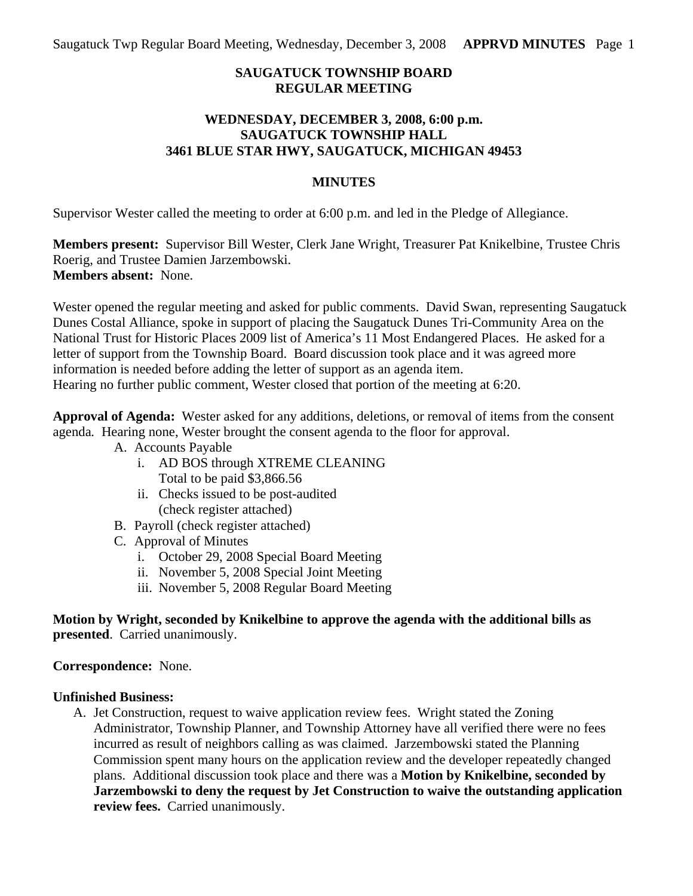**SAUGATUCK TOWNSHIP BOARD**
**REGULAR MEETING**

**WEDNESDAY, DECEMBER 3, 2008, 6:00 p.m.**
**SAUGATUCK TOWNSHIP HALL**
**3461 BLUE STAR HWY, SAUGATUCK, MICHIGAN 49453**

**MINUTES**

Supervisor Wester called the meeting to order at 6:00 p.m. and led in the Pledge of Allegiance.

**Members present:** Supervisor Bill Wester, Clerk Jane Wright, Treasurer Pat Knikelbine, Trustee Chris Roerig, and Trustee Damien Jarzembowski.
**Members absent:** None.

Wester opened the regular meeting and asked for public comments. David Swan, representing Saugatuck Dunes Costal Alliance, spoke in support of placing the Saugatuck Dunes Tri-Community Area on the National Trust for Historic Places 2009 list of America's 11 Most Endangered Places. He asked for a letter of support from the Township Board. Board discussion took place and it was agreed more information is needed before adding the letter of support as an agenda item.
Hearing no further public comment, Wester closed that portion of the meeting at 6:20.

**Approval of Agenda:** Wester asked for any additions, deletions, or removal of items from the consent agenda. Hearing none, Wester brought the consent agenda to the floor for approval.

A. Accounts Payable
   i. AD BOS through XTREME CLEANING
      Total to be paid $3,866.56
   ii. Checks issued to be post-audited
      (check register attached)
B. Payroll (check register attached)
C. Approval of Minutes
   i. October 29, 2008 Special Board Meeting
   ii. November 5, 2008 Special Joint Meeting
   iii. November 5, 2008 Regular Board Meeting

**Motion by Wright, seconded by Knikelbine to approve the agenda with the additional bills as presented**. Carried unanimously.

**Correspondence:** None.

**Unfinished Business:**

A. Jet Construction, request to waive application review fees. Wright stated the Zoning Administrator, Township Planner, and Township Attorney have all verified there were no fees incurred as result of neighbors calling as was claimed. Jarzembowski stated the Planning Commission spent many hours on the application review and the developer repeatedly changed plans. Additional discussion took place and there was a **Motion by Knikelbine, seconded by Jarzembowski to deny the request by Jet Construction to waive the outstanding application review fees.** Carried unanimously.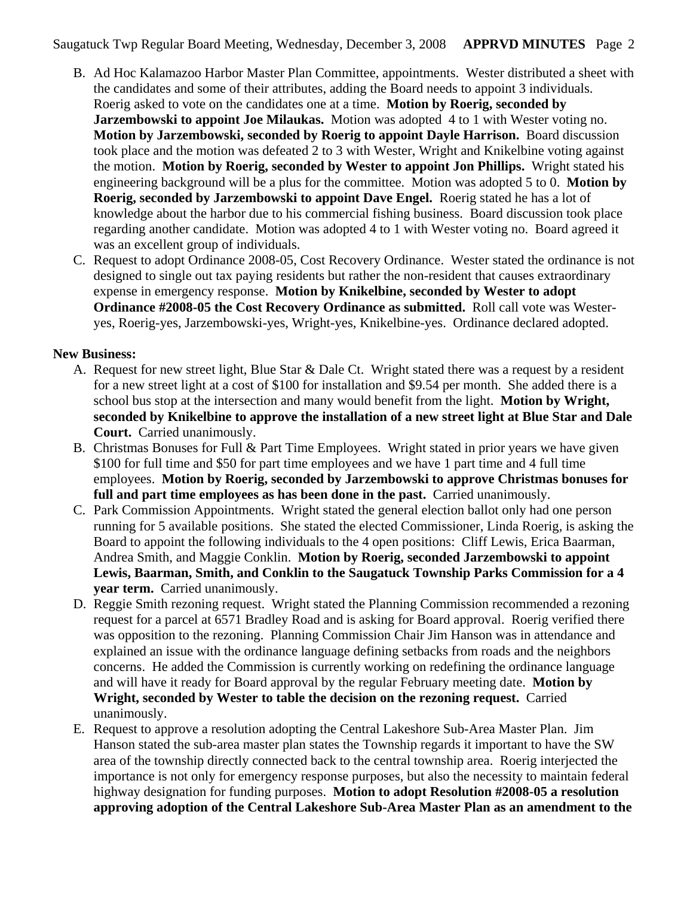B. Ad Hoc Kalamazoo Harbor Master Plan Committee, appointments. Wester distributed a sheet with the candidates and some of their attributes, adding the Board needs to appoint 3 individuals. Roerig asked to vote on the candidates one at a time. **Motion by Roerig, seconded by Jarzembowski to appoint Joe Milaukas.** Motion was adopted 4 to 1 with Wester voting no. **Motion by Jarzembowski, seconded by Roerig to appoint Dayle Harrison.** Board discussion took place and the motion was defeated 2 to 3 with Wester, Wright and Knikelbine voting against the motion. **Motion by Roerig, seconded by Wester to appoint Jon Phillips.** Wright stated his engineering background will be a plus for the committee. Motion was adopted 5 to 0. **Motion by Roerig, seconded by Jarzembowski to appoint Dave Engel.** Roerig stated he has a lot of knowledge about the harbor due to his commercial fishing business. Board discussion took place regarding another candidate. Motion was adopted 4 to 1 with Wester voting no. Board agreed it was an excellent group of individuals.

C. Request to adopt Ordinance 2008-05, Cost Recovery Ordinance. Wester stated the ordinance is not designed to single out tax paying residents but rather the non-resident that causes extraordinary expense in emergency response. **Motion by Knikelbine, seconded by Wester to adopt Ordinance #2008-05 the Cost Recovery Ordinance as submitted.** Roll call vote was Wester-yes, Roerig-yes, Jarzembowski-yes, Wright-yes, Knikelbine-yes. Ordinance declared adopted.

**New Business:**

A. Request for new street light, Blue Star & Dale Ct. Wright stated there was a request by a resident for a new street light at a cost of $100 for installation and $9.54 per month. She added there is a school bus stop at the intersection and many would benefit from the light. **Motion by Wright, seconded by Knikelbine to approve the installation of a new street light at Blue Star and Dale Court.** Carried unanimously.

B. Christmas Bonuses for Full & Part Time Employees. Wright stated in prior years we have given $100 for full time and $50 for part time employees and we have 1 part time and 4 full time employees. **Motion by Roerig, seconded by Jarzembowski to approve Christmas bonuses for full and part time employees as has been done in the past.** Carried unanimously.

C. Park Commission Appointments. Wright stated the general election ballot only had one person running for 5 available positions. She stated the elected Commissioner, Linda Roerig, is asking the Board to appoint the following individuals to the 4 open positions: Cliff Lewis, Erica Baarman, Andrea Smith, and Maggie Conklin. **Motion by Roerig, seconded Jarzembowski to appoint Lewis, Baarman, Smith, and Conklin to the Saugatuck Township Parks Commission for a 4 year term.** Carried unanimously.

D. Reggie Smith rezoning request. Wright stated the Planning Commission recommended a rezoning request for a parcel at 6571 Bradley Road and is asking for Board approval. Roerig verified there was opposition to the rezoning. Planning Commission Chair Jim Hanson was in attendance and explained an issue with the ordinance language defining setbacks from roads and the neighbors concerns. He added the Commission is currently working on redefining the ordinance language and will have it ready for Board approval by the regular February meeting date. **Motion by Wright, seconded by Wester to table the decision on the rezoning request.** Carried unanimously.

E. Request to approve a resolution adopting the Central Lakeshore Sub-Area Master Plan. Jim Hanson stated the sub-area master plan states the Township regards it important to have the SW area of the township directly connected back to the central township area. Roerig interjected the importance is not only for emergency response purposes, but also the necessity to maintain federal highway designation for funding purposes. **Motion to adopt Resolution #2008-05 a resolution approving adoption of the Central Lakeshore Sub-Area Master Plan as an amendment to the**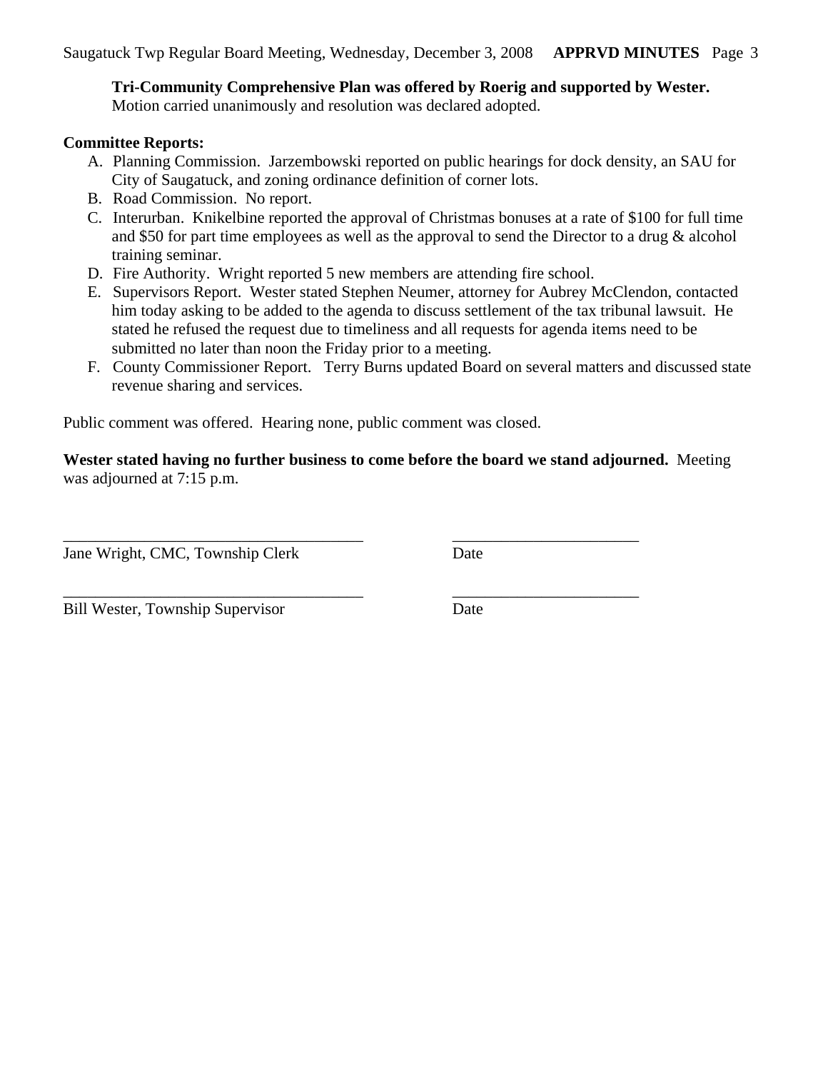**Tri-Community Comprehensive Plan was offered by Roerig and supported by Wester.** Motion carried unanimously and resolution was declared adopted.

**Committee Reports:**

A. Planning Commission. Jarzembowski reported on public hearings for dock density, an SAU for City of Saugatuck, and zoning ordinance definition of corner lots.
B. Road Commission. No report.
C. Interurban. Knikelbine reported the approval of Christmas bonuses at a rate of $100 for full time and $50 for part time employees as well as the approval to send the Director to a drug & alcohol training seminar.
D. Fire Authority. Wright reported 5 new members are attending fire school.
E. Supervisors Report. Wester stated Stephen Neumer, attorney for Aubrey McClendon, contacted him today asking to be added to the agenda to discuss settlement of the tax tribunal lawsuit. He stated he refused the request due to timeliness and all requests for agenda items need to be submitted no later than noon the Friday prior to a meeting.
F. County Commissioner Report. Terry Burns updated Board on several matters and discussed state revenue sharing and services.

Public comment was offered. Hearing none, public comment was closed.

**Wester stated having no further business to come before the board we stand adjourned.** Meeting was adjourned at 7:15 p.m.

_____________________________________ _______________________
Jane Wright, CMC, Township Clerk Date

_____________________________________ _______________________
Bill Wester, Township Supervisor Date